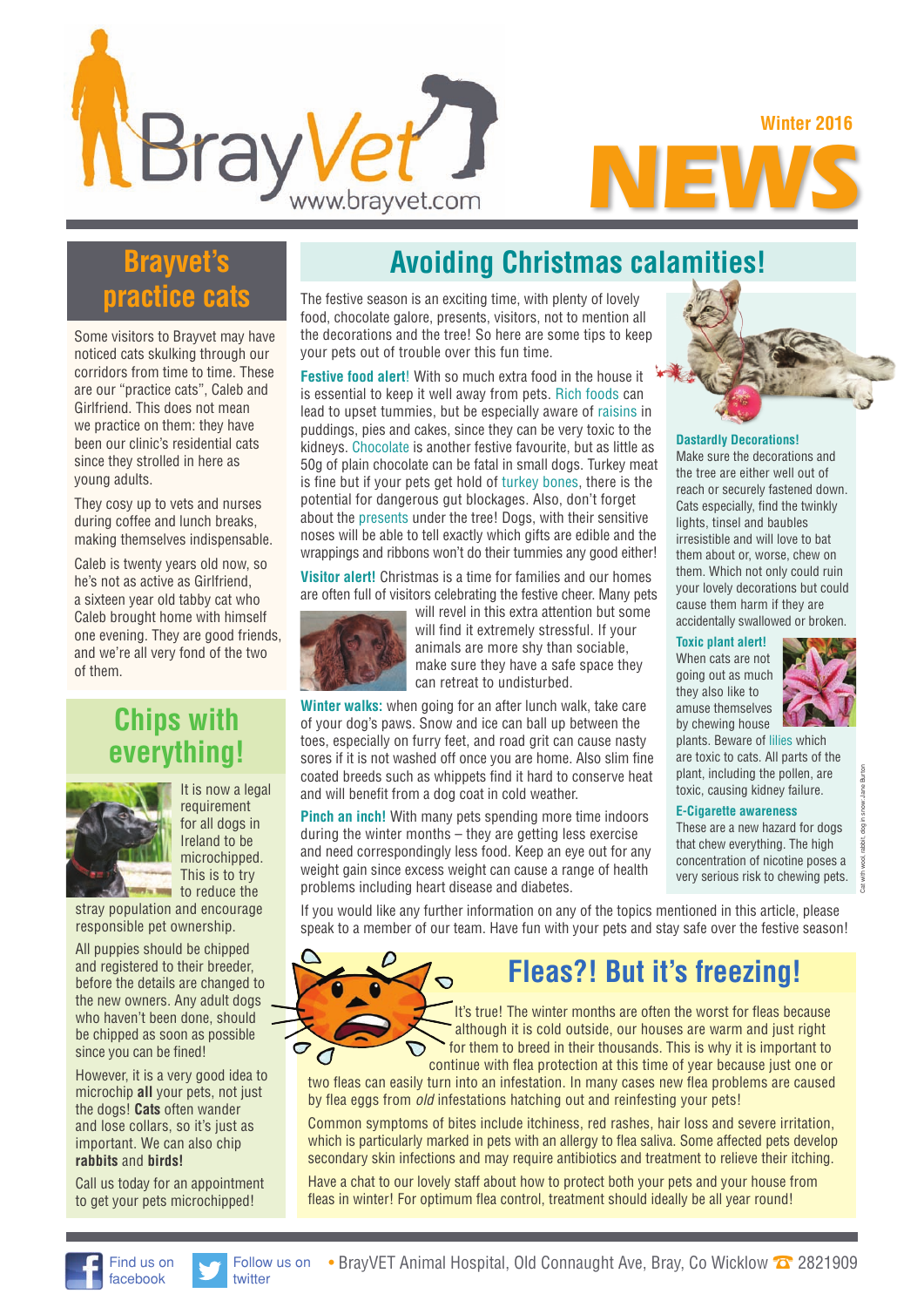# BrayVet

www.brayvet.com

Winter 2016

# NEWS

## Brayvet's practice cats

Some visitors to Brayvet may have noticed cats skulking through our corridors from time to time. These are our "practice cats", Caleb and Girlfriend. This does not mean we practice on them: they have been our clinic's residential cats since they strolled in here as young adults.

They cosy up to vets and nurses during coffee and lunch breaks, making themselves indispensable.

Caleb is twenty years old now, so he's not as active as Girlfriend, a sixteen year old tabby cat who Caleb brought home with himself one evening. They are good friends, and we're all very fond of the two of them.

## Chips with everything!

It is now a legal requirement for all dogs in Ireland to be microchipped. This is to try to reduce the stray population and encourage responsible pet ownership.

All puppies should be chipped and registered to their breeder, before the details are changed to the new owners. Any adult dogs who haven't been done, should be chipped as soon as possible since you can be fined!

However, it is a very good idea to microchip **all** your pets, not just the dogs! **Cats** often wander and lose collars, so it's just as important. We can also chip **rabbits** and **birds!**

Call us today for an appointment to get your pets microchipped!

## Avoiding Christmas calamities!

The festive season is an exciting time, with plenty of lovely food, chocolate galore, presents, visitors, not to mention all the decorations and the tree! So here are some tips to keep your pets out of trouble over this fun time.

**Festive food alert!** With so much extra food in the house it is essential to keep it well away from pets. Rich foods can lead to upset tummies, but be especially aware of raisins in puddings, pies and cakes, since they can be very toxic to the kidneys. Chocolate is another festive favourite, but as little as 50g of plain chocolate can be fatal in small dogs. Turkey meat is fine but if your pets get hold of turkey bones, there is the potential for dangerous gut blockages. Also, don't forget about the presents under the tree! Dogs, with their sensitive noses will be able to tell exactly which gifts are edible and the wrappings and ribbons won't do their tummies any good either!

**Visitor alert!** Christmas is a time for families and our homes are often full of visitors celebrating the festive cheer. Many pets will revel in this extra attention but some will find it extremely stressful. If your animals are more shy than sociable, make sure they have a safe space they can retreat to undisturbed.

**Winter walks:** when going for an after lunch walk, take care of your dog's paws. Snow and ice can ball up between the toes, especially on furry feet, and road grit can cause nasty sores if it is not washed off once you are home. Also slim fine coated breeds such as whippets find it hard to conserve heat and will benefit from a dog coat in cold weather.

**Pinch an inch!** With many pets spending more time indoors during the winter months – they are getting less exercise and need correspondingly less food. Keep an eye out for any weight gain since excess weight can cause a range of health problems including heart disease and diabetes.

**Dastardly Decorations!**
Make sure the decorations and the tree are either well out of reach or securely fastened down. Cats especially, find the twinkly lights, tinsel and baubles irresistible and will love to bat them about or, worse, chew on them. Which not only could ruin your lovely decorations but could cause them harm if they are accidentally swallowed or broken.

**Toxic plant alert!**
When cats are not going out as much they also like to amuse themselves by chewing house plants. Beware of lilies which are toxic to cats. All parts of the plant, including the pollen, are toxic, causing kidney failure.

**E-Cigarette awareness**
These are a new hazard for dogs that chew everything. The high concentration of nicotine poses a very serious risk to chewing pets.

Cat with wool, rabbit, dog in snow Jane Burton

If you would like any further information on any of the topics mentioned in this article, please speak to a member of our team. Have fun with your pets and stay safe over the festive season!

## Fleas?! But it's freezing!

It's true! The winter months are often the worst for fleas because although it is cold outside, our houses are warm and just right for them to breed in their thousands. This is why it is important to continue with flea protection at this time of year because just one or two fleas can easily turn into an infestation. In many cases new flea problems are caused by flea eggs from *old* infestations hatching out and reinfesting your pets!

Common symptoms of bites include itchiness, red rashes, hair loss and severe irritation, which is particularly marked in pets with an allergy to flea saliva. Some affected pets develop secondary skin infections and may require antibiotics and treatment to relieve their itching.

Have a chat to our lovely staff about how to protect both your pets and your house from fleas in winter! For optimum flea control, treatment should ideally be all year round!

Find us on facebook · Follow us on twitter • BrayVET Animal Hospital, Old Connaught Ave, Bray, Co Wicklow ☎ 2821909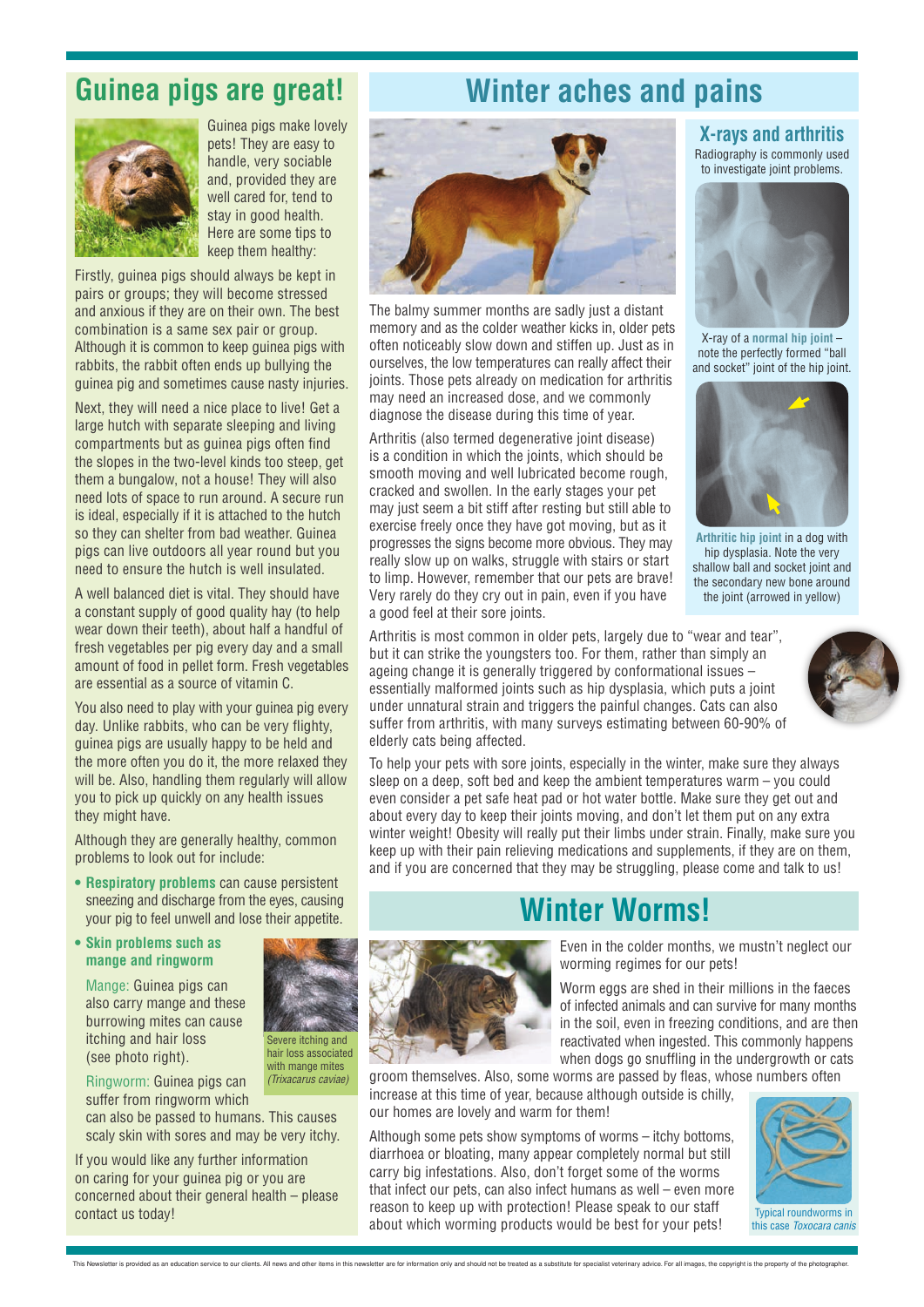## Guinea pigs are great!

Guinea pigs make lovely pets! They are easy to handle, very sociable and, provided they are well cared for, tend to stay in good health. Here are some tips to keep them healthy:

Firstly, guinea pigs should always be kept in pairs or groups; they will become stressed and anxious if they are on their own. The best combination is a same sex pair or group. Although it is common to keep guinea pigs with rabbits, the rabbit often ends up bullying the guinea pig and sometimes cause nasty injuries.

Next, they will need a nice place to live! Get a large hutch with separate sleeping and living compartments but as guinea pigs often find the slopes in the two-level kinds too steep, get them a bungalow, not a house! They will also need lots of space to run around. A secure run is ideal, especially if it is attached to the hutch so they can shelter from bad weather. Guinea pigs can live outdoors all year round but you need to ensure the hutch is well insulated.

A well balanced diet is vital. They should have a constant supply of good quality hay (to help wear down their teeth), about half a handful of fresh vegetables per pig every day and a small amount of food in pellet form. Fresh vegetables are essential as a source of vitamin C.

You also need to play with your guinea pig every day. Unlike rabbits, who can be very flighty, guinea pigs are usually happy to be held and the more often you do it, the more relaxed they will be. Also, handling them regularly will allow you to pick up quickly on any health issues they might have.

Although they are generally healthy, common problems to look out for include:

- **Respiratory problems** can cause persistent sneezing and discharge from the eyes, causing your pig to feel unwell and lose their appetite.
- **Skin problems such as mange and ringworm**

  Mange: Guinea pigs can also carry mange and these burrowing mites can cause itching and hair loss (see photo right).

  Severe itching and hair loss associated with mange mites *(Trixacarus caviae)*

  Ringworm: Guinea pigs can suffer from ringworm which can also be passed to humans. This causes scaly skin with sores and may be very itchy.

If you would like any further information on caring for your guinea pig or you are concerned about their general health – please contact us today!

## Winter aches and pains

The balmy summer months are sadly just a distant memory and as the colder weather kicks in, older pets often noticeably slow down and stiffen up. Just as in ourselves, the low temperatures can really affect their joints. Those pets already on medication for arthritis may need an increased dose, and we commonly diagnose the disease during this time of year.

Arthritis (also termed degenerative joint disease) is a condition in which the joints, which should be smooth moving and well lubricated become rough, cracked and swollen. In the early stages your pet may just seem a bit stiff after resting but still able to exercise freely once they have got moving, but as it progresses the signs become more obvious. They may really slow up on walks, struggle with stairs or start to limp. However, remember that our pets are brave! Very rarely do they cry out in pain, even if you have a good feel at their sore joints.

### X-rays and arthritis

Radiography is commonly used to investigate joint problems.

X-ray of a **normal hip joint** – note the perfectly formed "ball and socket" joint of the hip joint.

**Arthritic hip joint** in a dog with hip dysplasia. Note the very shallow ball and socket joint and the secondary new bone around the joint (arrowed in yellow)

Arthritis is most common in older pets, largely due to "wear and tear", but it can strike the youngsters too. For them, rather than simply an ageing change it is generally triggered by conformational issues – essentially malformed joints such as hip dysplasia, which puts a joint under unnatural strain and triggers the painful changes. Cats can also suffer from arthritis, with many surveys estimating between 60-90% of elderly cats being affected.

To help your pets with sore joints, especially in the winter, make sure they always sleep on a deep, soft bed and keep the ambient temperatures warm – you could even consider a pet safe heat pad or hot water bottle. Make sure they get out and about every day to keep their joints moving, and don't let them put on any extra winter weight! Obesity will really put their limbs under strain. Finally, make sure you keep up with their pain relieving medications and supplements, if they are on them, and if you are concerned that they may be struggling, please come and talk to us!

## Winter Worms!

Even in the colder months, we mustn't neglect our worming regimes for our pets!

Worm eggs are shed in their millions in the faeces of infected animals and can survive for many months in the soil, even in freezing conditions, and are then reactivated when ingested. This commonly happens when dogs go snuffling in the undergrowth or cats groom themselves. Also, some worms are passed by fleas, whose numbers often increase at this time of year, because although outside is chilly, our homes are lovely and warm for them!

Although some pets show symptoms of worms – itchy bottoms, diarrhoea or bloating, many appear completely normal but still carry big infestations. Also, don't forget some of the worms that infect our pets, can also infect humans as well – even more reason to keep up with protection! Please speak to our staff about which worming products would be best for your pets!

Typical roundworms in this case *Toxocara canis*

This Newsletter is provided as an education service to our clients. All news and other items in this newsletter are for information only and should not be treated as a substitute for specialist veterinary advice. For all images, the copyright is the property of the photographer.